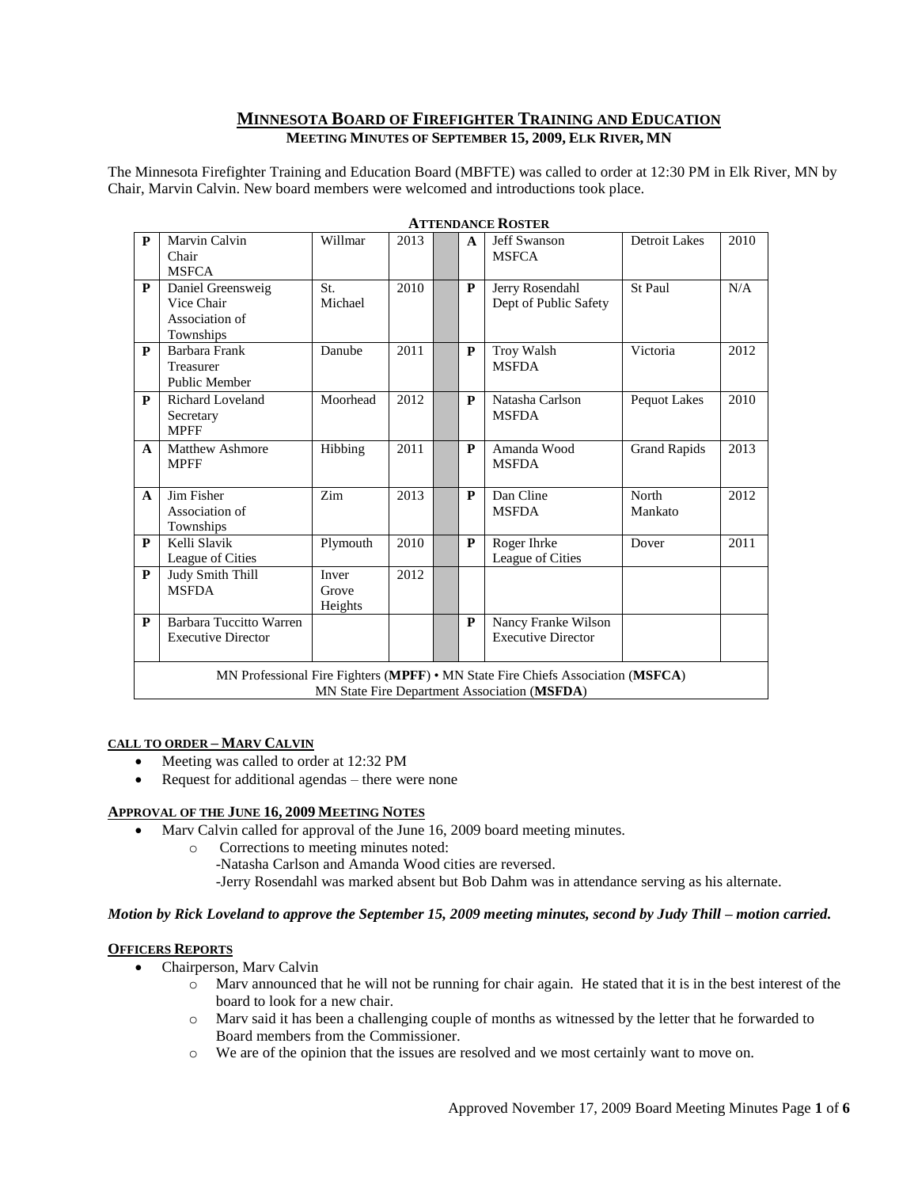# MINNESOTA BOARD OF FIREFIGHTER TRAINING AND EDUCATION

## MEETING MINUTES OF SEPTEMBER 15, 2009, ELK RIVER, MN

The Minnesota Firefighter Training and Education Board (MBFTE) was called to order at 12:30 PM in Elk River, MN by Chair, Marvin Calvin. New board members were welcomed and introductions took place.

**ATTENDANCE ROSTER**

| | | | | | | | | |
|---|---|---|---|---|---|---|---|---|
| **P** | Marvin Calvin<br>Chair<br>MSFCA | Willmar | 2013 | | **A** | Jeff Swanson<br>MSFCA | Detroit Lakes | 2010 |
| **P** | Daniel Greensweig<br>Vice Chair<br>Association of Townships | St. Michael | 2010 | | **P** | Jerry Rosendahl<br>Dept of Public Safety | St Paul | N/A |
| **P** | Barbara Frank<br>Treasurer<br>Public Member | Danube | 2011 | | **P** | Troy Walsh<br>MSFDA | Victoria | 2012 |
| **P** | Richard Loveland<br>Secretary<br>MPFF | Moorhead | 2012 | | **P** | Natasha Carlson<br>MSFDA | Pequot Lakes | 2010 |
| **A** | Matthew Ashmore<br>MPFF | Hibbing | 2011 | | **P** | Amanda Wood<br>MSFDA | Grand Rapids | 2013 |
| **A** | Jim Fisher<br>Association of Townships | Zim | 2013 | | **P** | Dan Cline<br>MSFDA | North Mankato | 2012 |
| **P** | Kelli Slavik<br>League of Cities | Plymouth | 2010 | | **P** | Roger Ihrke<br>League of Cities | Dover | 2011 |
| **P** | Judy Smith Thill<br>MSFDA | Inver Grove Heights | 2012 | | | | | |
| **P** | Barbara Tuccitto Warren<br>Executive Director | | | | **P** | Nancy Franke Wilson<br>Executive Director | | |

MN Professional Fire Fighters (**MPFF**) • MN State Fire Chiefs Association (**MSFCA**)
MN State Fire Department Association (**MSFDA**)

#### CALL TO ORDER – MARV CALVIN

- Meeting was called to order at 12:32 PM
- Request for additional agendas – there were none

#### APPROVAL OF THE JUNE 16, 2009 MEETING NOTES

- Marv Calvin called for approval of the June 16, 2009 board meeting minutes.
  - Corrections to meeting minutes noted:
    -Natasha Carlson and Amanda Wood cities are reversed.
    -Jerry Rosendahl was marked absent but Bob Dahm was in attendance serving as his alternate.

***Motion by Rick Loveland to approve the September 15, 2009 meeting minutes, second by Judy Thill – motion carried.***

#### OFFICERS REPORTS

- Chairperson, Marv Calvin
  - Marv announced that he will not be running for chair again. He stated that it is in the best interest of the board to look for a new chair.
  - Marv said it has been a challenging couple of months as witnessed by the letter that he forwarded to Board members from the Commissioner.
  - We are of the opinion that the issues are resolved and we most certainly want to move on.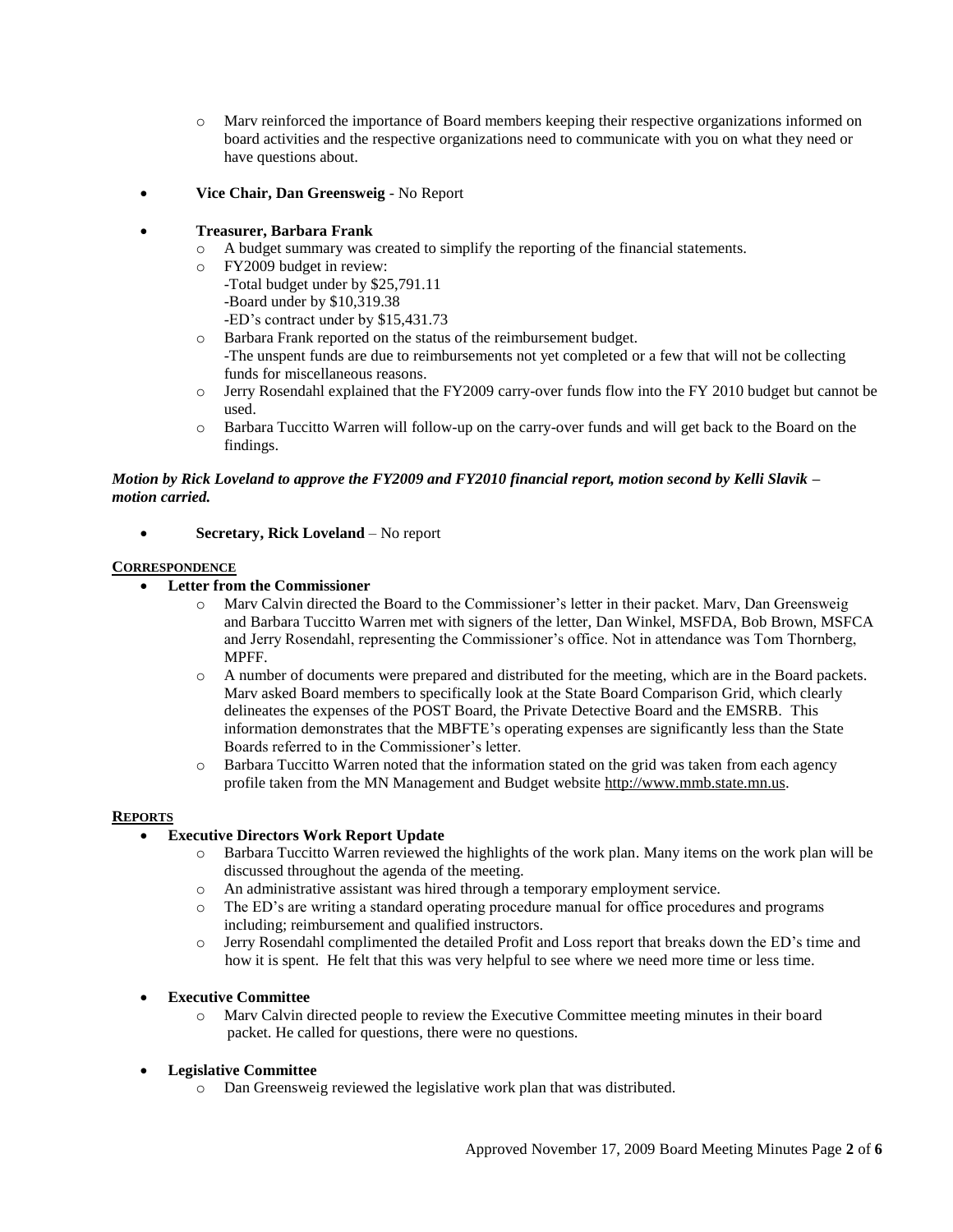- Marv reinforced the importance of Board members keeping their respective organizations informed on board activities and the respective organizations need to communicate with you on what they need or have questions about.

- **Vice Chair, Dan Greensweig** - No Report

- **Treasurer, Barbara Frank**
  - A budget summary was created to simplify the reporting of the financial statements.
  - FY2009 budget in review:
    -Total budget under by $25,791.11
    -Board under by $10,319.38
    -ED's contract under by $15,431.73
  - Barbara Frank reported on the status of the reimbursement budget.
    -The unspent funds are due to reimbursements not yet completed or a few that will not be collecting funds for miscellaneous reasons.
  - Jerry Rosendahl explained that the FY2009 carry-over funds flow into the FY 2010 budget but cannot be used.
  - Barbara Tuccitto Warren will follow-up on the carry-over funds and will get back to the Board on the findings.

***Motion by Rick Loveland to approve the FY2009 and FY2010 financial report, motion second by Kelli Slavik – motion carried.***

- **Secretary, Rick Loveland** – No report

**CORRESPONDENCE**

- **Letter from the Commissioner**
  - Marv Calvin directed the Board to the Commissioner's letter in their packet. Marv, Dan Greensweig and Barbara Tuccitto Warren met with signers of the letter, Dan Winkel, MSFDA, Bob Brown, MSFCA and Jerry Rosendahl, representing the Commissioner's office. Not in attendance was Tom Thornberg, MPFF.
  - A number of documents were prepared and distributed for the meeting, which are in the Board packets. Marv asked Board members to specifically look at the State Board Comparison Grid, which clearly delineates the expenses of the POST Board, the Private Detective Board and the EMSRB. This information demonstrates that the MBFTE's operating expenses are significantly less than the State Boards referred to in the Commissioner's letter.
  - Barbara Tuccitto Warren noted that the information stated on the grid was taken from each agency profile taken from the MN Management and Budget website http://www.mmb.state.mn.us.

**REPORTS**

- **Executive Directors Work Report Update**
  - Barbara Tuccitto Warren reviewed the highlights of the work plan. Many items on the work plan will be discussed throughout the agenda of the meeting.
  - An administrative assistant was hired through a temporary employment service.
  - The ED's are writing a standard operating procedure manual for office procedures and programs including; reimbursement and qualified instructors.
  - Jerry Rosendahl complimented the detailed Profit and Loss report that breaks down the ED's time and how it is spent. He felt that this was very helpful to see where we need more time or less time.

- **Executive Committee**
  - Marv Calvin directed people to review the Executive Committee meeting minutes in their board packet. He called for questions, there were no questions.

- **Legislative Committee**
  - Dan Greensweig reviewed the legislative work plan that was distributed.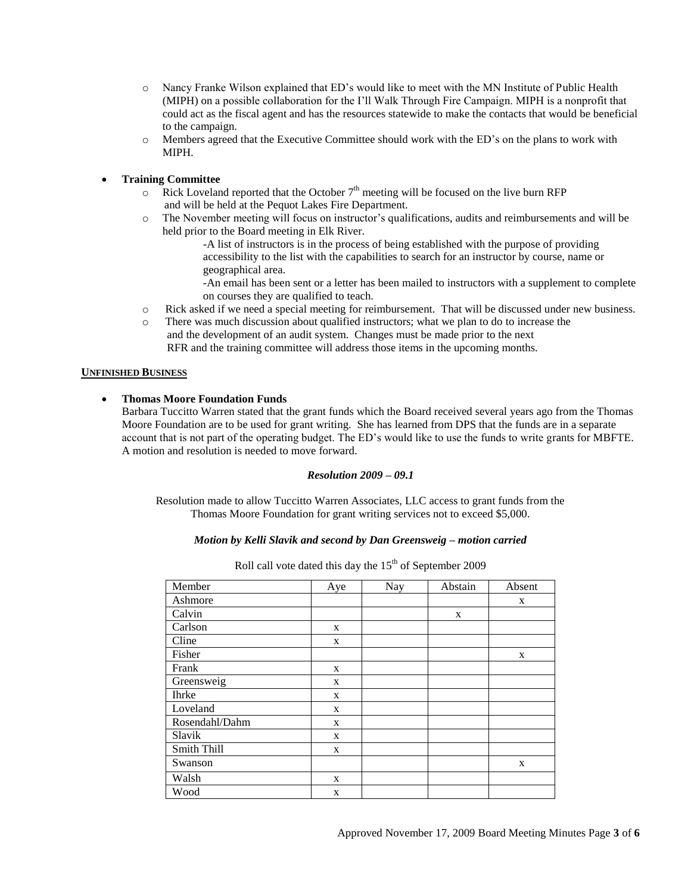- Nancy Franke Wilson explained that ED's would like to meet with the MN Institute of Public Health (MIPH) on a possible collaboration for the I'll Walk Through Fire Campaign. MIPH is a nonprofit that could act as the fiscal agent and has the resources statewide to make the contacts that would be beneficial to the campaign.
- Members agreed that the Executive Committee should work with the ED's on the plans to work with MIPH.

- **Training Committee**
  - Rick Loveland reported that the October 7th meeting will be focused on the live burn RFP and will be held at the Pequot Lakes Fire Department.
  - The November meeting will focus on instructor's qualifications, audits and reimbursements and will be held prior to the Board meeting in Elk River.
    - -A list of instructors is in the process of being established with the purpose of providing accessibility to the list with the capabilities to search for an instructor by course, name or geographical area.
    - -An email has been sent or a letter has been mailed to instructors with a supplement to complete on courses they are qualified to teach.
  - Rick asked if we need a special meeting for reimbursement. That will be discussed under new business.
  - There was much discussion about qualified instructors; what we plan to do to increase the and the development of an audit system. Changes must be made prior to the next RFR and the training committee will address those items in the upcoming months.

## UNFINISHED BUSINESS

- **Thomas Moore Foundation Funds**

  Barbara Tuccitto Warren stated that the grant funds which the Board received several years ago from the Thomas Moore Foundation are to be used for grant writing. She has learned from DPS that the funds are in a separate account that is not part of the operating budget. The ED's would like to use the funds to write grants for MBFTE. A motion and resolution is needed to move forward.

***Resolution 2009 – 09.1***

Resolution made to allow Tuccitto Warren Associates, LLC access to grant funds from the Thomas Moore Foundation for grant writing services not to exceed $5,000.

***Motion by Kelli Slavik and second by Dan Greensweig – motion carried***

Roll call vote dated this day the 15th of September 2009

| Member | Aye | Nay | Abstain | Absent |
|---|---|---|---|---|
| Ashmore | | | | x |
| Calvin | | | x | |
| Carlson | x | | | |
| Cline | x | | | |
| Fisher | | | | x |
| Frank | x | | | |
| Greensweig | x | | | |
| Ihrke | x | | | |
| Loveland | x | | | |
| Rosendahl/Dahm | x | | | |
| Slavik | x | | | |
| Smith Thill | x | | | |
| Swanson | | | | x |
| Walsh | x | | | |
| Wood | x | | | |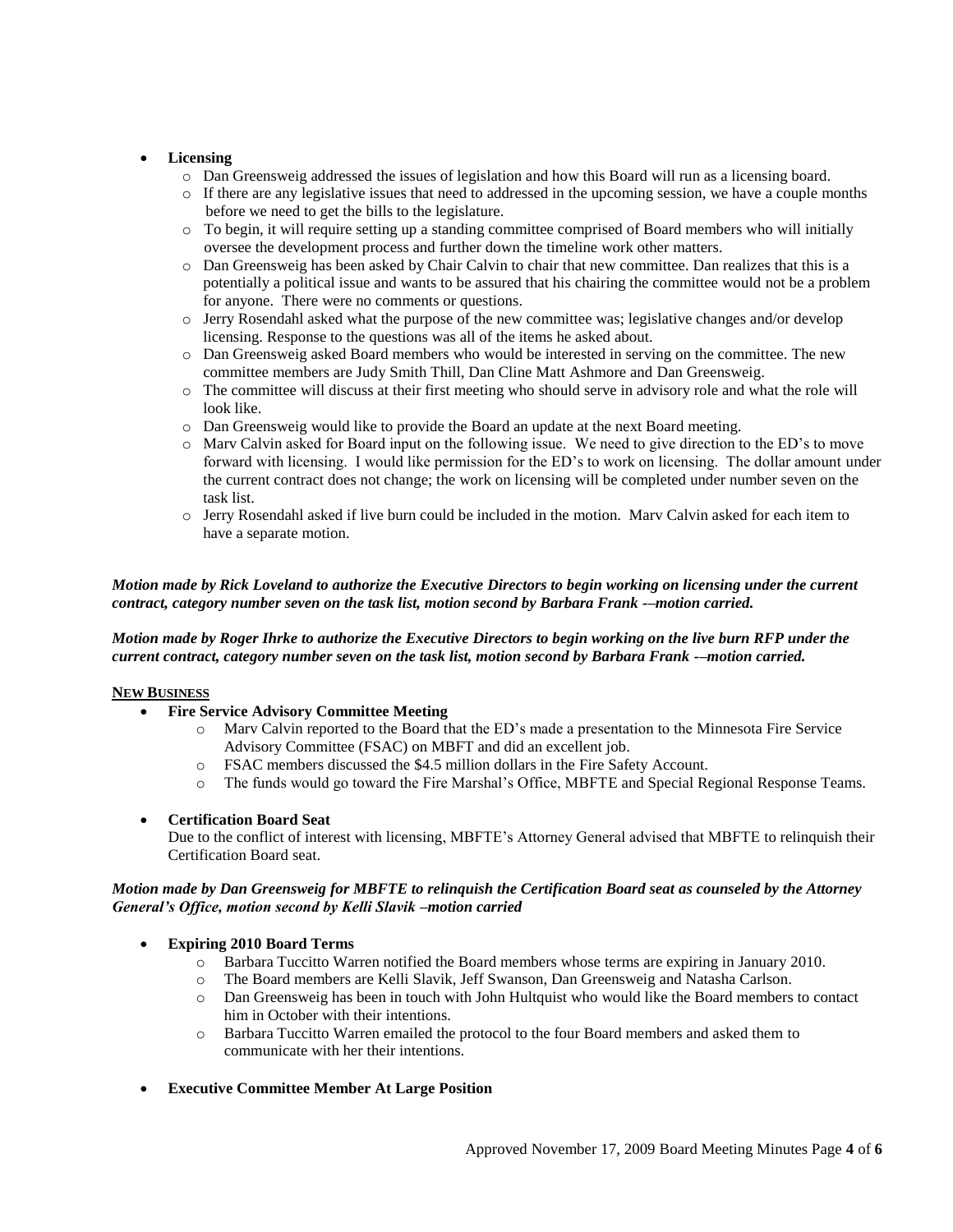- **Licensing**
  - Dan Greensweig addressed the issues of legislation and how this Board will run as a licensing board.
  - If there are any legislative issues that need to addressed in the upcoming session, we have a couple months before we need to get the bills to the legislature.
  - To begin, it will require setting up a standing committee comprised of Board members who will initially oversee the development process and further down the timeline work other matters.
  - Dan Greensweig has been asked by Chair Calvin to chair that new committee. Dan realizes that this is a potentially a political issue and wants to be assured that his chairing the committee would not be a problem for anyone. There were no comments or questions.
  - Jerry Rosendahl asked what the purpose of the new committee was; legislative changes and/or develop licensing. Response to the questions was all of the items he asked about.
  - Dan Greensweig asked Board members who would be interested in serving on the committee. The new committee members are Judy Smith Thill, Dan Cline Matt Ashmore and Dan Greensweig.
  - The committee will discuss at their first meeting who should serve in advisory role and what the role will look like.
  - Dan Greensweig would like to provide the Board an update at the next Board meeting.
  - Marv Calvin asked for Board input on the following issue. We need to give direction to the ED's to move forward with licensing. I would like permission for the ED's to work on licensing. The dollar amount under the current contract does not change; the work on licensing will be completed under number seven on the task list.
  - Jerry Rosendahl asked if live burn could be included in the motion. Marv Calvin asked for each item to have a separate motion.

***Motion made by Rick Loveland to authorize the Executive Directors to begin working on licensing under the current contract, category number seven on the task list, motion second by Barbara Frank -–motion carried.***

***Motion made by Roger Ihrke to authorize the Executive Directors to begin working on the live burn RFP under the current contract, category number seven on the task list, motion second by Barbara Frank -–motion carried.***

**NEW BUSINESS**

- **Fire Service Advisory Committee Meeting**
  - Marv Calvin reported to the Board that the ED's made a presentation to the Minnesota Fire Service Advisory Committee (FSAC) on MBFT and did an excellent job.
  - FSAC members discussed the $4.5 million dollars in the Fire Safety Account.
  - The funds would go toward the Fire Marshal's Office, MBFTE and Special Regional Response Teams.

- **Certification Board Seat**

  Due to the conflict of interest with licensing, MBFTE's Attorney General advised that MBFTE to relinquish their Certification Board seat.

***Motion made by Dan Greensweig for MBFTE to relinquish the Certification Board seat as counseled by the Attorney General's Office, motion second by Kelli Slavik –motion carried***

- **Expiring 2010 Board Terms**
  - Barbara Tuccitto Warren notified the Board members whose terms are expiring in January 2010.
  - The Board members are Kelli Slavik, Jeff Swanson, Dan Greensweig and Natasha Carlson.
  - Dan Greensweig has been in touch with John Hultquist who would like the Board members to contact him in October with their intentions.
  - Barbara Tuccitto Warren emailed the protocol to the four Board members and asked them to communicate with her their intentions.

- **Executive Committee Member At Large Position**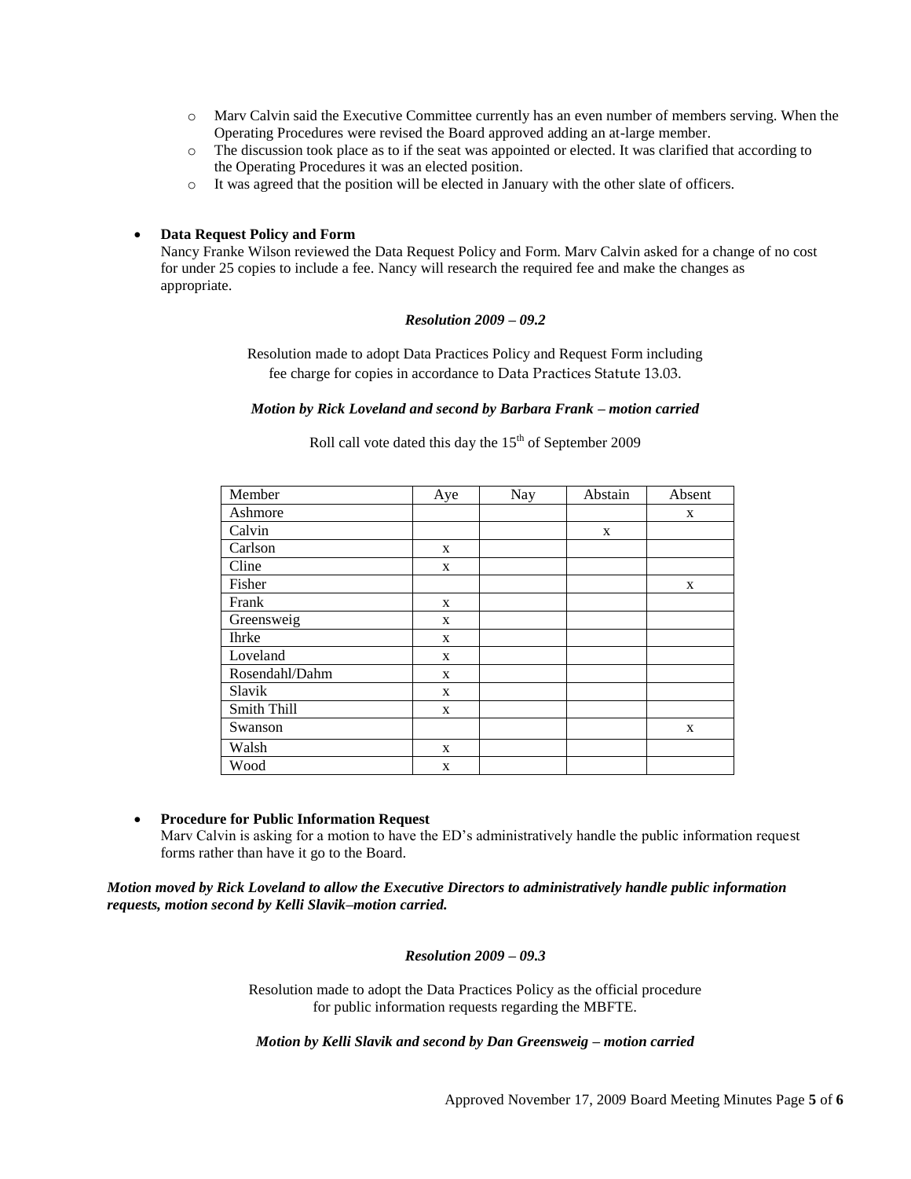- Marv Calvin said the Executive Committee currently has an even number of members serving. When the Operating Procedures were revised the Board approved adding an at-large member.
  - The discussion took place as to if the seat was appointed or elected. It was clarified that according to the Operating Procedures it was an elected position.
  - It was agreed that the position will be elected in January with the other slate of officers.

- **Data Request Policy and Form**
  Nancy Franke Wilson reviewed the Data Request Policy and Form. Marv Calvin asked for a change of no cost for under 25 copies to include a fee. Nancy will research the required fee and make the changes as appropriate.

***Resolution 2009 – 09.2***

Resolution made to adopt Data Practices Policy and Request Form including fee charge for copies in accordance to Data Practices Statute 13.03.

***Motion by Rick Loveland and second by Barbara Frank – motion carried***

Roll call vote dated this day the 15th of September 2009

| Member | Aye | Nay | Abstain | Absent |
|---|---|---|---|---|
| Ashmore | | | | x |
| Calvin | | | x | |
| Carlson | x | | | |
| Cline | x | | | |
| Fisher | | | | x |
| Frank | x | | | |
| Greensweig | x | | | |
| Ihrke | x | | | |
| Loveland | x | | | |
| Rosendahl/Dahm | x | | | |
| Slavik | x | | | |
| Smith Thill | x | | | |
| Swanson | | | | x |
| Walsh | x | | | |
| Wood | x | | | |

- **Procedure for Public Information Request**
  Marv Calvin is asking for a motion to have the ED's administratively handle the public information request forms rather than have it go to the Board.

***Motion moved by Rick Loveland to allow the Executive Directors to administratively handle public information requests, motion second by Kelli Slavik–motion carried.***

***Resolution 2009 – 09.3***

Resolution made to adopt the Data Practices Policy as the official procedure for public information requests regarding the MBFTE.

***Motion by Kelli Slavik and second by Dan Greensweig – motion carried***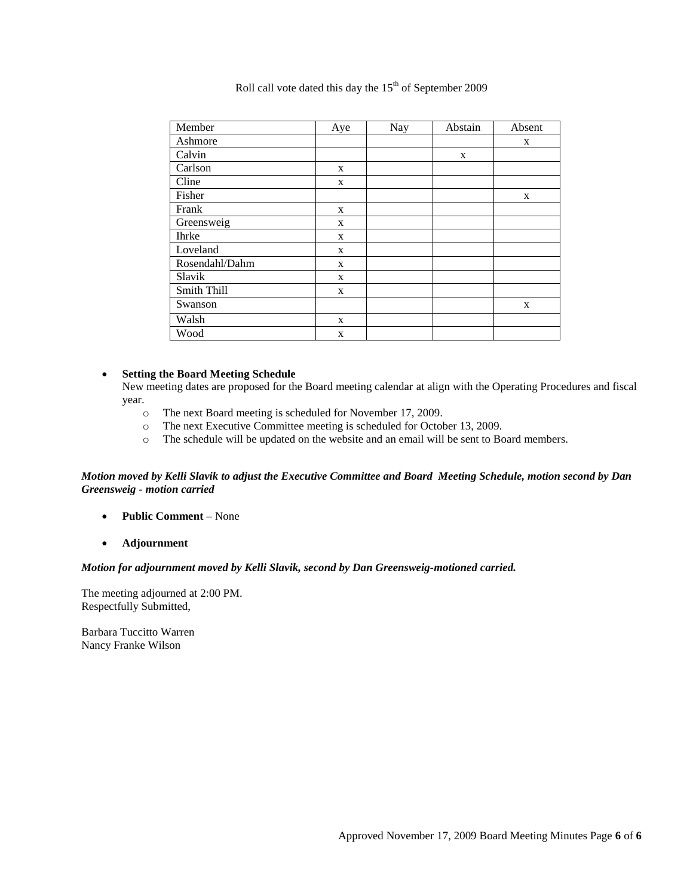Roll call vote dated this day the 15th of September 2009

| Member | Aye | Nay | Abstain | Absent |
|---|---|---|---|---|
| Ashmore | | | | x |
| Calvin | | | x | |
| Carlson | x | | | |
| Cline | x | | | |
| Fisher | | | | x |
| Frank | x | | | |
| Greensweig | x | | | |
| Ihrke | x | | | |
| Loveland | x | | | |
| Rosendahl/Dahm | x | | | |
| Slavik | x | | | |
| Smith Thill | x | | | |
| Swanson | | | | x |
| Walsh | x | | | |
| Wood | x | | | |

- **Setting the Board Meeting Schedule**
  New meeting dates are proposed for the Board meeting calendar at align with the Operating Procedures and fiscal year.
    - The next Board meeting is scheduled for November 17, 2009.
    - The next Executive Committee meeting is scheduled for October 13, 2009.
    - The schedule will be updated on the website and an email will be sent to Board members.

***Motion moved by Kelli Slavik to adjust the Executive Committee and Board Meeting Schedule, motion second by Dan Greensweig - motion carried***

- **Public Comment –** None

- **Adjournment**

***Motion for adjournment moved by Kelli Slavik, second by Dan Greensweig-motioned carried.***

The meeting adjourned at 2:00 PM.
Respectfully Submitted,

Barbara Tuccitto Warren
Nancy Franke Wilson